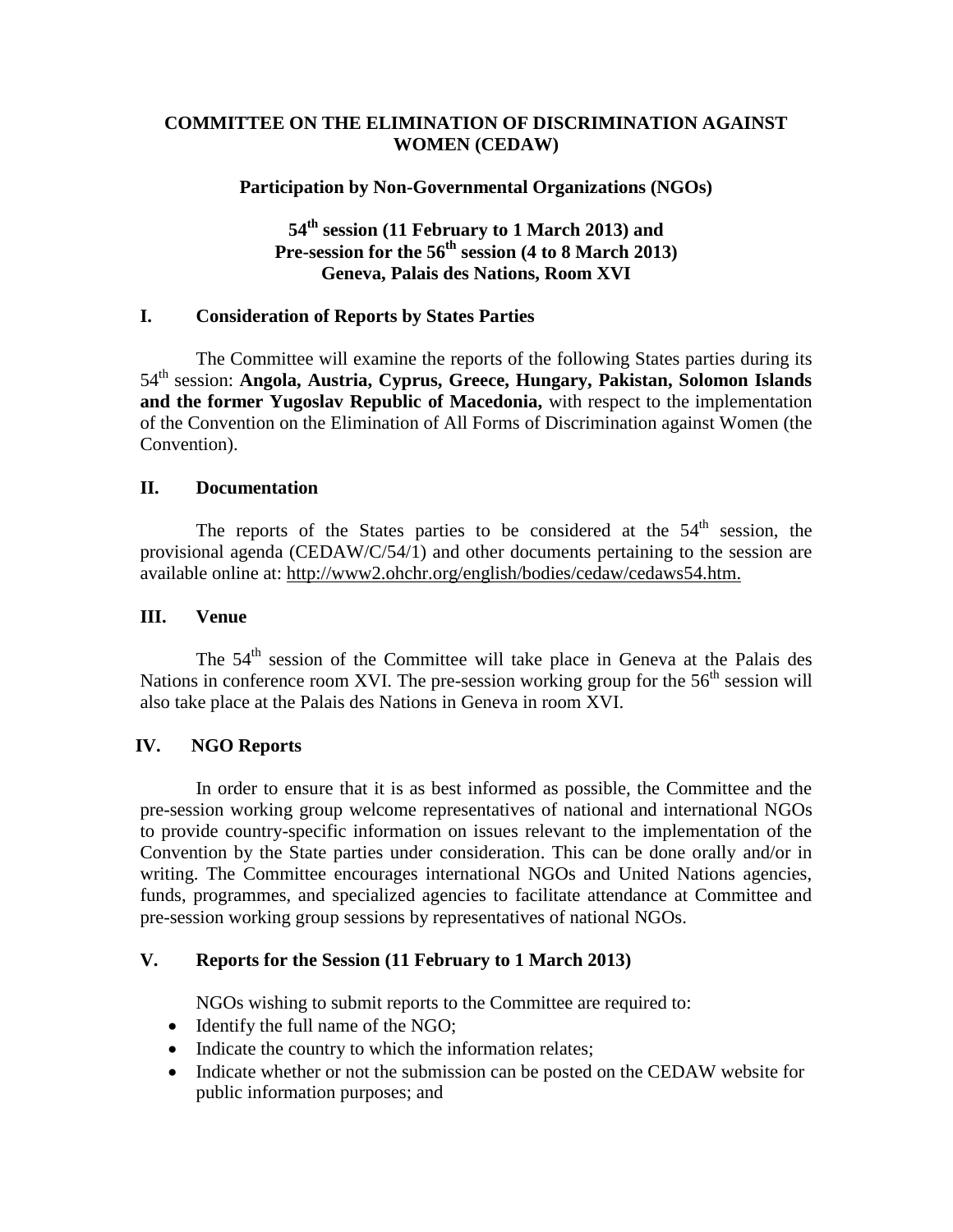# COMMITTEE ON THE ELIMINATION OF DISCRIMINATION AGAINST WOMEN (CEDAW)

**Participation by Non-Governmental Organizations (NGOs)**

**54th session (11 February to 1 March 2013) and**
**Pre-session for the 56th session (4 to 8 March 2013)**
**Geneva, Palais des Nations, Room XVI**

## I. Consideration of Reports by States Parties

The Committee will examine the reports of the following States parties during its 54th session: **Angola, Austria, Cyprus, Greece, Hungary, Pakistan, Solomon Islands and the former Yugoslav Republic of Macedonia,** with respect to the implementation of the Convention on the Elimination of All Forms of Discrimination against Women (the Convention).

## II. Documentation

The reports of the States parties to be considered at the 54th session, the provisional agenda (CEDAW/C/54/1) and other documents pertaining to the session are available online at: http://www2.ohchr.org/english/bodies/cedaw/cedaws54.htm.

## III. Venue

The 54th session of the Committee will take place in Geneva at the Palais des Nations in conference room XVI. The pre-session working group for the 56th session will also take place at the Palais des Nations in Geneva in room XVI.

## IV. NGO Reports

In order to ensure that it is as best informed as possible, the Committee and the pre-session working group welcome representatives of national and international NGOs to provide country-specific information on issues relevant to the implementation of the Convention by the State parties under consideration. This can be done orally and/or in writing. The Committee encourages international NGOs and United Nations agencies, funds, programmes, and specialized agencies to facilitate attendance at Committee and pre-session working group sessions by representatives of national NGOs.

## V. Reports for the Session (11 February to 1 March 2013)

NGOs wishing to submit reports to the Committee are required to:

- Identify the full name of the NGO;
- Indicate the country to which the information relates;
- Indicate whether or not the submission can be posted on the CEDAW website for public information purposes; and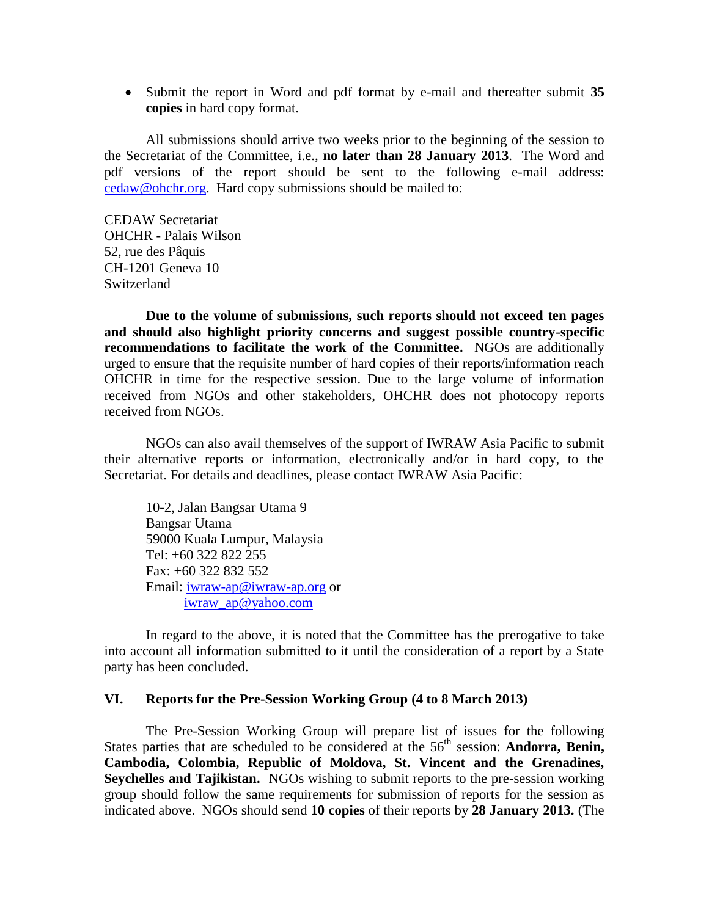- Submit the report in Word and pdf format by e-mail and thereafter submit **35 copies** in hard copy format.

All submissions should arrive two weeks prior to the beginning of the session to the Secretariat of the Committee, i.e., **no later than 28 January 2013**. The Word and pdf versions of the report should be sent to the following e-mail address: cedaw@ohchr.org. Hard copy submissions should be mailed to:

CEDAW Secretariat
OHCHR - Palais Wilson
52, rue des Pâquis
CH-1201 Geneva 10
Switzerland

**Due to the volume of submissions, such reports should not exceed ten pages and should also highlight priority concerns and suggest possible country-specific recommendations to facilitate the work of the Committee.** NGOs are additionally urged to ensure that the requisite number of hard copies of their reports/information reach OHCHR in time for the respective session. Due to the large volume of information received from NGOs and other stakeholders, OHCHR does not photocopy reports received from NGOs.

NGOs can also avail themselves of the support of IWRAW Asia Pacific to submit their alternative reports or information, electronically and/or in hard copy, to the Secretariat. For details and deadlines, please contact IWRAW Asia Pacific:

10-2, Jalan Bangsar Utama 9
Bangsar Utama
59000 Kuala Lumpur, Malaysia
Tel: +60 322 822 255
Fax: +60 322 832 552
Email: iwraw-ap@iwraw-ap.org or
iwraw_ap@yahoo.com

In regard to the above, it is noted that the Committee has the prerogative to take into account all information submitted to it until the consideration of a report by a State party has been concluded.

## VI. Reports for the Pre-Session Working Group (4 to 8 March 2013)

The Pre-Session Working Group will prepare list of issues for the following States parties that are scheduled to be considered at the 56th session: **Andorra, Benin, Cambodia, Colombia, Republic of Moldova, St. Vincent and the Grenadines, Seychelles and Tajikistan.** NGOs wishing to submit reports to the pre-session working group should follow the same requirements for submission of reports for the session as indicated above. NGOs should send **10 copies** of their reports by **28 January 2013.** (The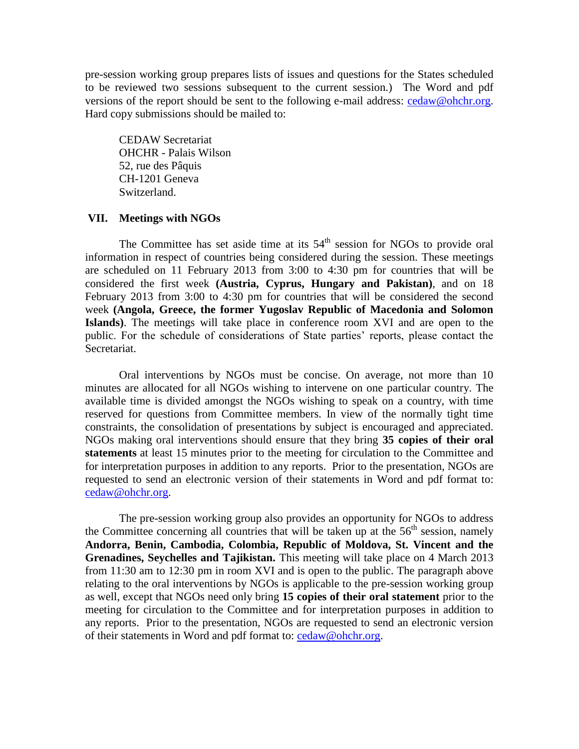pre-session working group prepares lists of issues and questions for the States scheduled to be reviewed two sessions subsequent to the current session.) The Word and pdf versions of the report should be sent to the following e-mail address: cedaw@ohchr.org. Hard copy submissions should be mailed to:

CEDAW Secretariat
OHCHR - Palais Wilson
52, rue des Pâquis
CH-1201 Geneva
Switzerland.

## VII. Meetings with NGOs

The Committee has set aside time at its 54th session for NGOs to provide oral information in respect of countries being considered during the session. These meetings are scheduled on 11 February 2013 from 3:00 to 4:30 pm for countries that will be considered the first week **(Austria, Cyprus, Hungary and Pakistan)**, and on 18 February 2013 from 3:00 to 4:30 pm for countries that will be considered the second week **(Angola, Greece, the former Yugoslav Republic of Macedonia and Solomon Islands)**. The meetings will take place in conference room XVI and are open to the public. For the schedule of considerations of State parties' reports, please contact the Secretariat.

Oral interventions by NGOs must be concise. On average, not more than 10 minutes are allocated for all NGOs wishing to intervene on one particular country. The available time is divided amongst the NGOs wishing to speak on a country, with time reserved for questions from Committee members. In view of the normally tight time constraints, the consolidation of presentations by subject is encouraged and appreciated. NGOs making oral interventions should ensure that they bring **35 copies of their oral statements** at least 15 minutes prior to the meeting for circulation to the Committee and for interpretation purposes in addition to any reports. Prior to the presentation, NGOs are requested to send an electronic version of their statements in Word and pdf format to: cedaw@ohchr.org.

The pre-session working group also provides an opportunity for NGOs to address the Committee concerning all countries that will be taken up at the 56th session, namely **Andorra, Benin, Cambodia, Colombia, Republic of Moldova, St. Vincent and the Grenadines, Seychelles and Tajikistan.** This meeting will take place on 4 March 2013 from 11:30 am to 12:30 pm in room XVI and is open to the public. The paragraph above relating to the oral interventions by NGOs is applicable to the pre-session working group as well, except that NGOs need only bring **15 copies of their oral statement** prior to the meeting for circulation to the Committee and for interpretation purposes in addition to any reports. Prior to the presentation, NGOs are requested to send an electronic version of their statements in Word and pdf format to: cedaw@ohchr.org.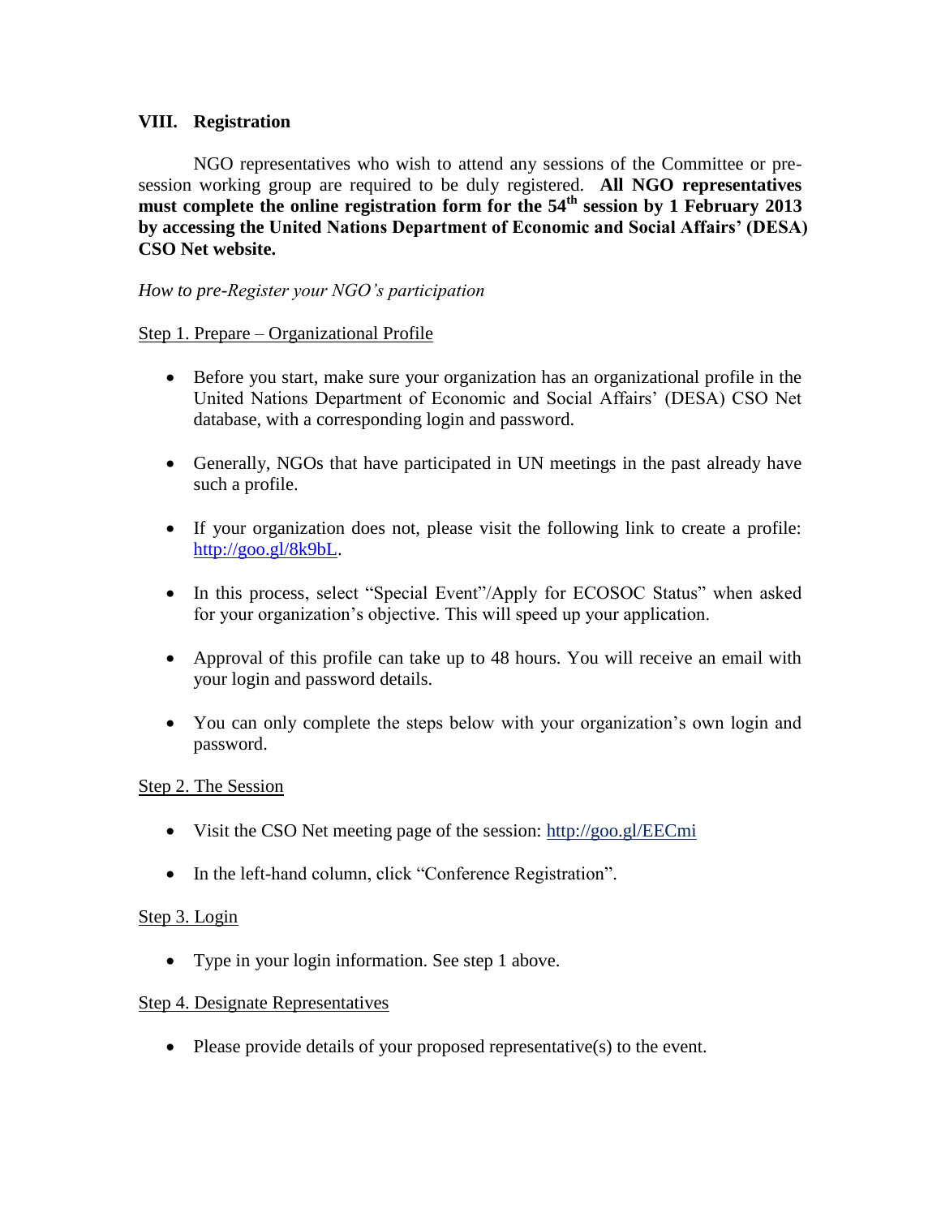## VIII. Registration

NGO representatives who wish to attend any sessions of the Committee or pre-session working group are required to be duly registered. **All NGO representatives must complete the online registration form for the 54th session by 1 February 2013 by accessing the United Nations Department of Economic and Social Affairs' (DESA) CSO Net website.**

*How to pre-Register your NGO's participation*

Step 1. Prepare – Organizational Profile

- Before you start, make sure your organization has an organizational profile in the United Nations Department of Economic and Social Affairs' (DESA) CSO Net database, with a corresponding login and password.
- Generally, NGOs that have participated in UN meetings in the past already have such a profile.
- If your organization does not, please visit the following link to create a profile: http://goo.gl/8k9bL.
- In this process, select "Special Event"/Apply for ECOSOC Status" when asked for your organization's objective. This will speed up your application.
- Approval of this profile can take up to 48 hours. You will receive an email with your login and password details.
- You can only complete the steps below with your organization's own login and password.

Step 2. The Session

- Visit the CSO Net meeting page of the session: http://goo.gl/EECmi
- In the left-hand column, click "Conference Registration".

Step 3. Login

- Type in your login information. See step 1 above.

Step 4. Designate Representatives

- Please provide details of your proposed representative(s) to the event.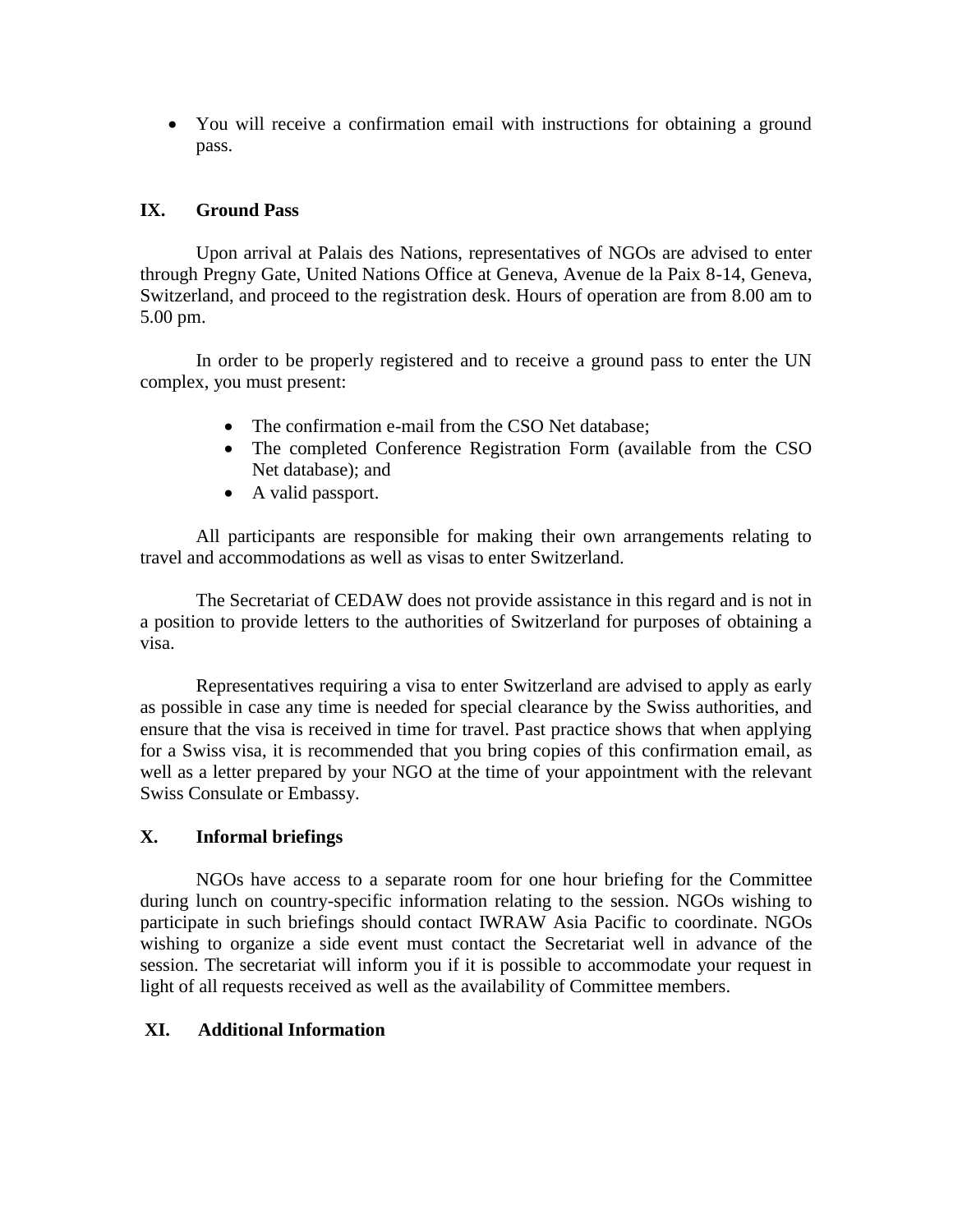- You will receive a confirmation email with instructions for obtaining a ground pass.

## IX. Ground Pass

Upon arrival at Palais des Nations, representatives of NGOs are advised to enter through Pregny Gate, United Nations Office at Geneva, Avenue de la Paix 8-14, Geneva, Switzerland, and proceed to the registration desk. Hours of operation are from 8.00 am to 5.00 pm.

In order to be properly registered and to receive a ground pass to enter the UN complex, you must present:

- The confirmation e-mail from the CSO Net database;
- The completed Conference Registration Form (available from the CSO Net database); and
- A valid passport.

All participants are responsible for making their own arrangements relating to travel and accommodations as well as visas to enter Switzerland.

The Secretariat of CEDAW does not provide assistance in this regard and is not in a position to provide letters to the authorities of Switzerland for purposes of obtaining a visa.

Representatives requiring a visa to enter Switzerland are advised to apply as early as possible in case any time is needed for special clearance by the Swiss authorities, and ensure that the visa is received in time for travel. Past practice shows that when applying for a Swiss visa, it is recommended that you bring copies of this confirmation email, as well as a letter prepared by your NGO at the time of your appointment with the relevant Swiss Consulate or Embassy.

## X. Informal briefings

NGOs have access to a separate room for one hour briefing for the Committee during lunch on country-specific information relating to the session. NGOs wishing to participate in such briefings should contact IWRAW Asia Pacific to coordinate. NGOs wishing to organize a side event must contact the Secretariat well in advance of the session. The secretariat will inform you if it is possible to accommodate your request in light of all requests received as well as the availability of Committee members.

## XI. Additional Information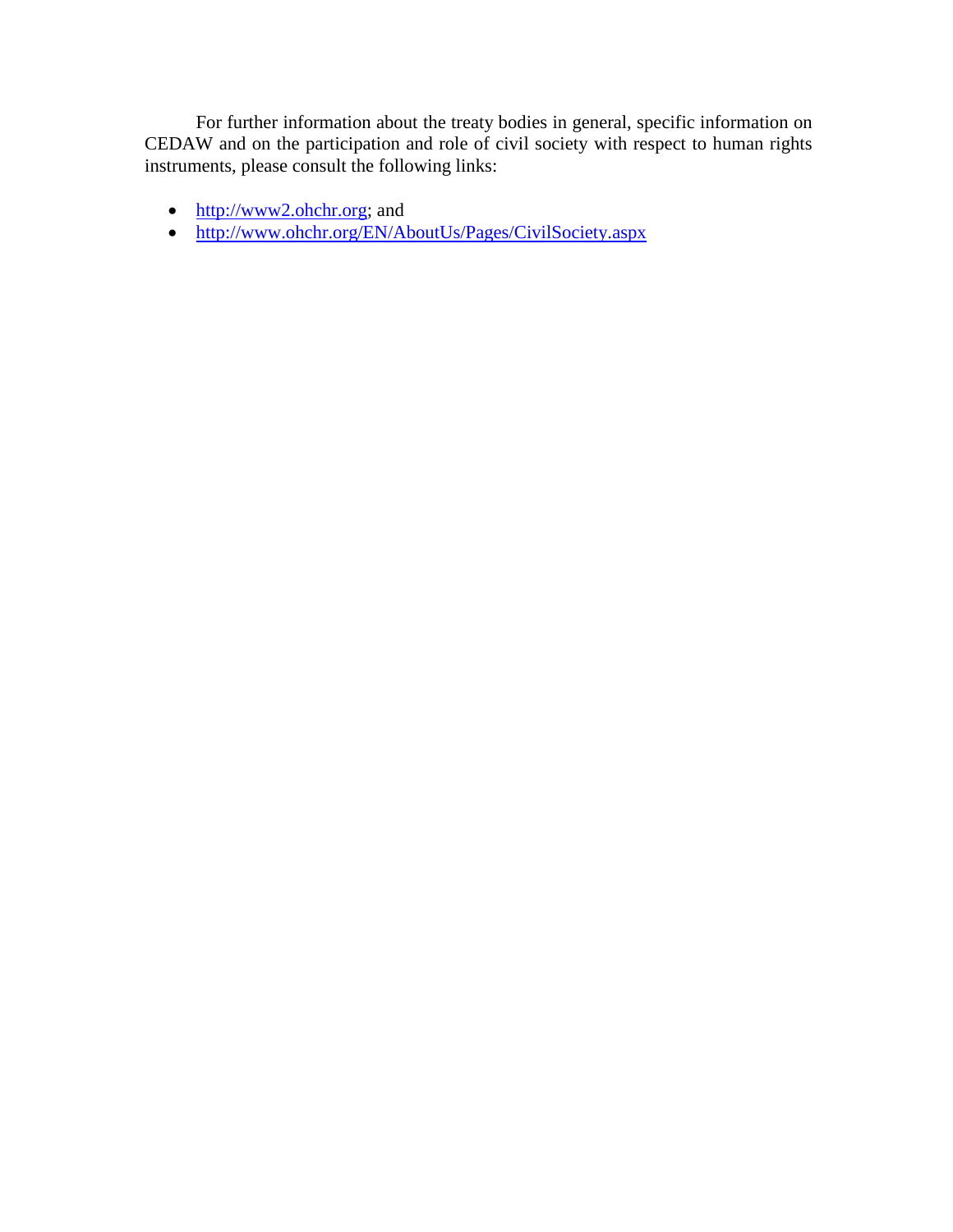For further information about the treaty bodies in general, specific information on CEDAW and on the participation and role of civil society with respect to human rights instruments, please consult the following links:

- http://www2.ohchr.org; and
- http://www.ohchr.org/EN/AboutUs/Pages/CivilSociety.aspx